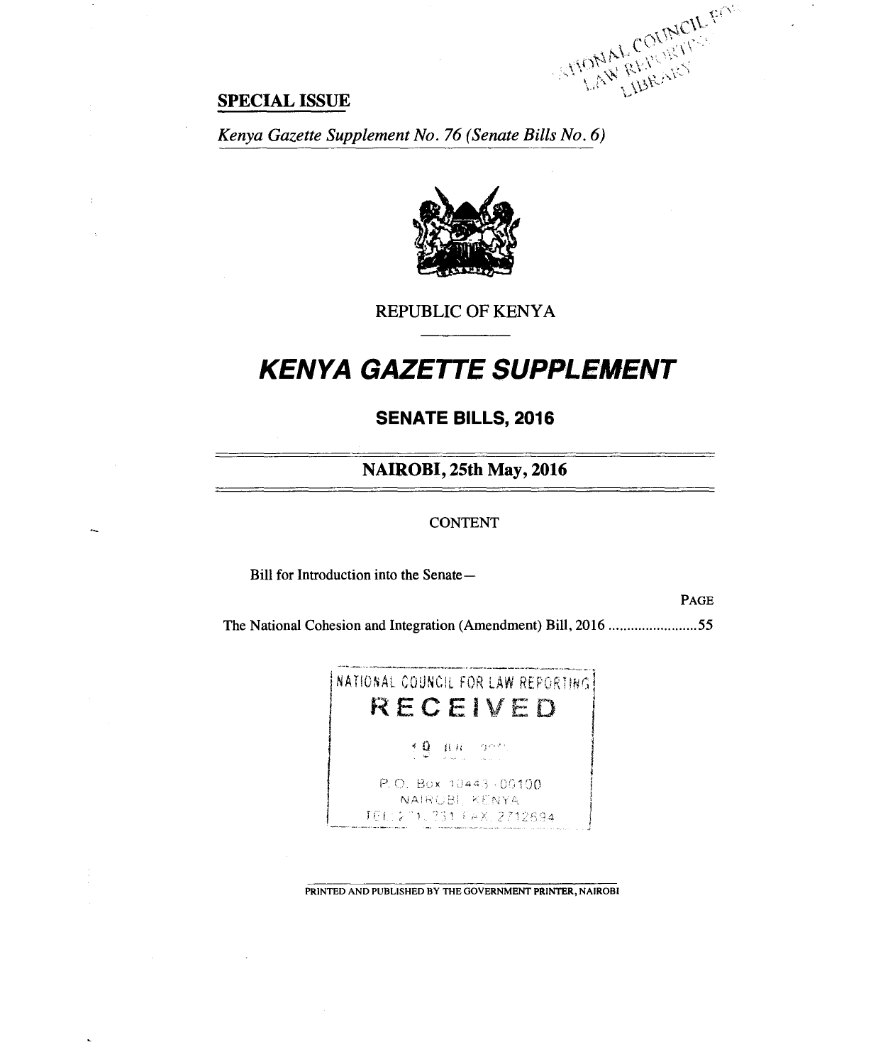**SPECIAL ISSUE**

*Kenya Gazette Supplement No. 76 (Senate Bills No. 6)*

REPUBLIC OF KENYA

# *KENYA GAZETTE SUPPLEMENT*

## SENATE BILLS, 2016

### NAIROBI, 25th May, 2016

CONTENT

Bill for Introduction into the Senate—

| | PAGE |
|---|---|
| The National Cohesion and Integration (Amendment) Bill, 2016 ........................ | 55 |

NATIONAL COUNCIL FOR LAW REPORTING
RECEIVED
P.O. Box 10443-00100
NAIROBI, KENYA

PRINTED AND PUBLISHED BY THE GOVERNMENT PRINTER, NAIROBI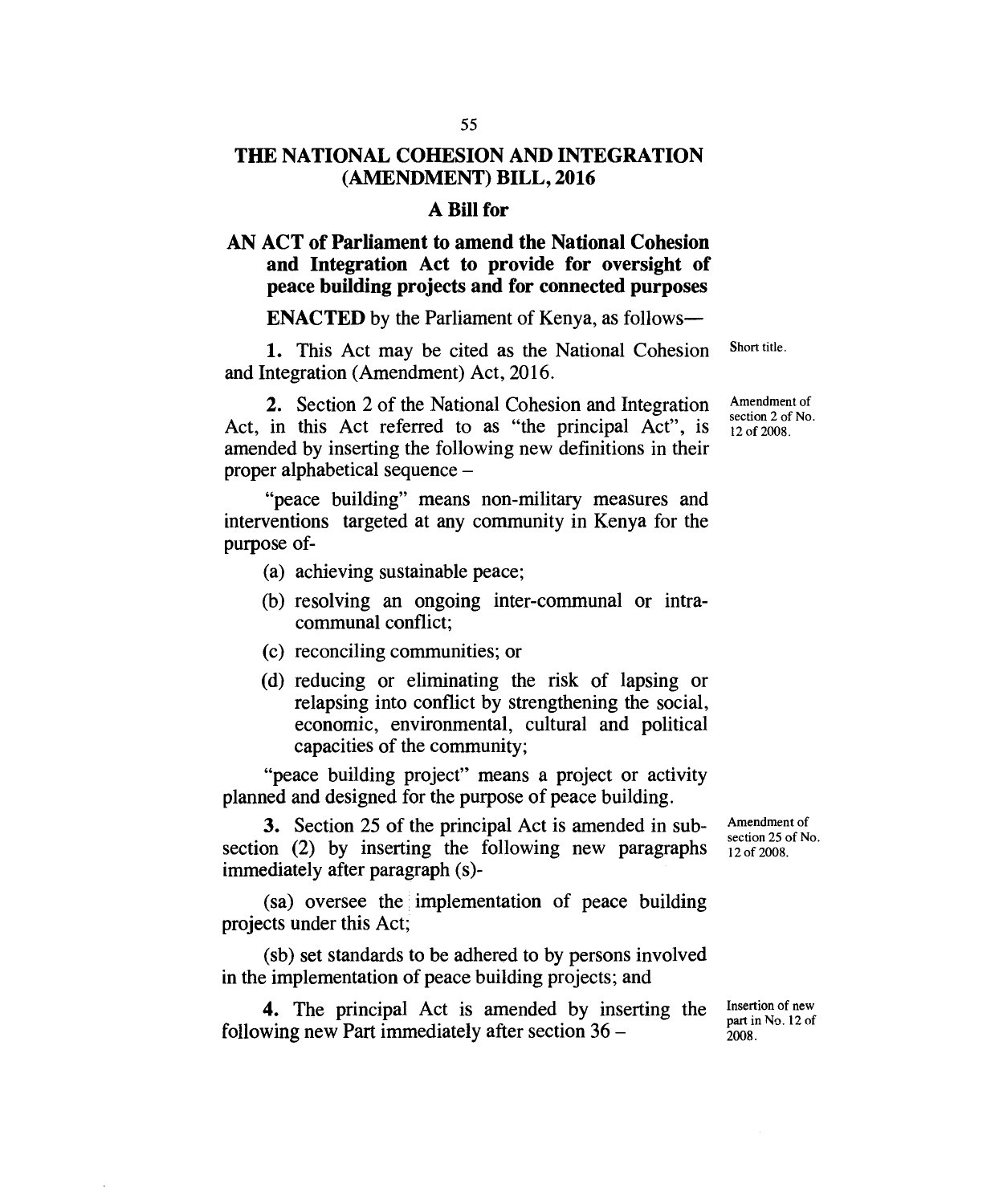# THE NATIONAL COHESION AND INTEGRATION (AMENDMENT) BILL, 2016

## A Bill for

## AN ACT of Parliament to amend the National Cohesion and Integration Act to provide for oversight of peace building projects and for connected purposes

**ENACTED** by the Parliament of Kenya, as follows—

Short title.

**1.** This Act may be cited as the National Cohesion and Integration (Amendment) Act, 2016.

Amendment of section 2 of No. 12 of 2008.

**2.** Section 2 of the National Cohesion and Integration Act, in this Act referred to as "the principal Act", is amended by inserting the following new definitions in their proper alphabetical sequence –

"peace building" means non-military measures and interventions targeted at any community in Kenya for the purpose of-

(a) achieving sustainable peace;

(b) resolving an ongoing inter-communal or intra-communal conflict;

(c) reconciling communities; or

(d) reducing or eliminating the risk of lapsing or relapsing into conflict by strengthening the social, economic, environmental, cultural and political capacities of the community;

"peace building project" means a project or activity planned and designed for the purpose of peace building.

Amendment of section 25 of No. 12 of 2008.

**3.** Section 25 of the principal Act is amended in sub-section (2) by inserting the following new paragraphs immediately after paragraph (s)-

(sa) oversee the implementation of peace building projects under this Act;

(sb) set standards to be adhered to by persons involved in the implementation of peace building projects; and

Insertion of new part in No. 12 of 2008.

**4.** The principal Act is amended by inserting the following new Part immediately after section 36 –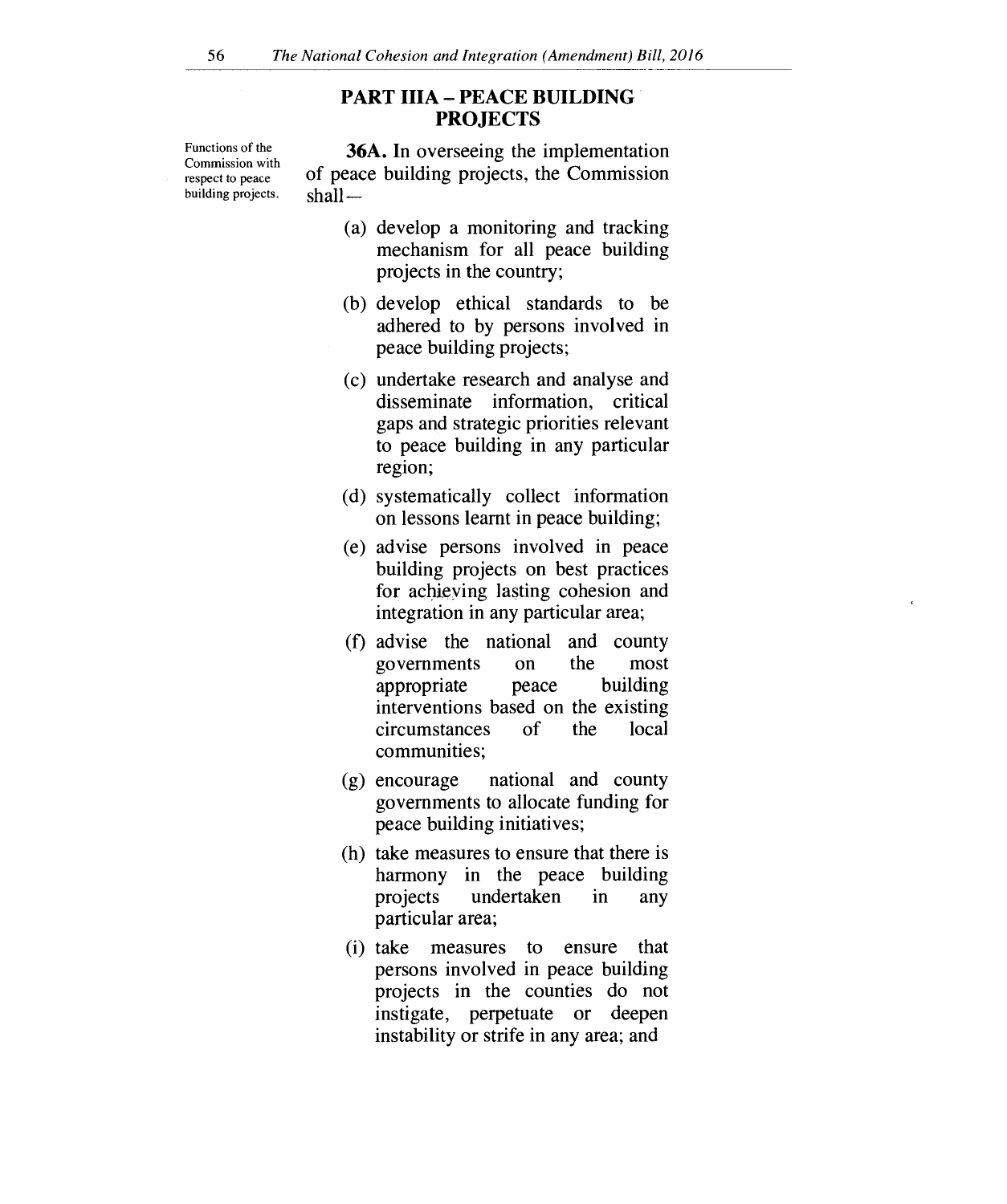## PART IIIA – PEACE BUILDING PROJECTS

Functions of the Commission with respect to peace building projects.

**36A.** In overseeing the implementation of peace building projects, the Commission shall—

(a) develop a monitoring and tracking mechanism for all peace building projects in the country;

(b) develop ethical standards to be adhered to by persons involved in peace building projects;

(c) undertake research and analyse and disseminate information, critical gaps and strategic priorities relevant to peace building in any particular region;

(d) systematically collect information on lessons learnt in peace building;

(e) advise persons involved in peace building projects on best practices for achieving lasting cohesion and integration in any particular area;

(f) advise the national and county governments on the most appropriate peace building interventions based on the existing circumstances of the local communities;

(g) encourage national and county governments to allocate funding for peace building initiatives;

(h) take measures to ensure that there is harmony in the peace building projects undertaken in any particular area;

(i) take measures to ensure that persons involved in peace building projects in the counties do not instigate, perpetuate or deepen instability or strife in any area; and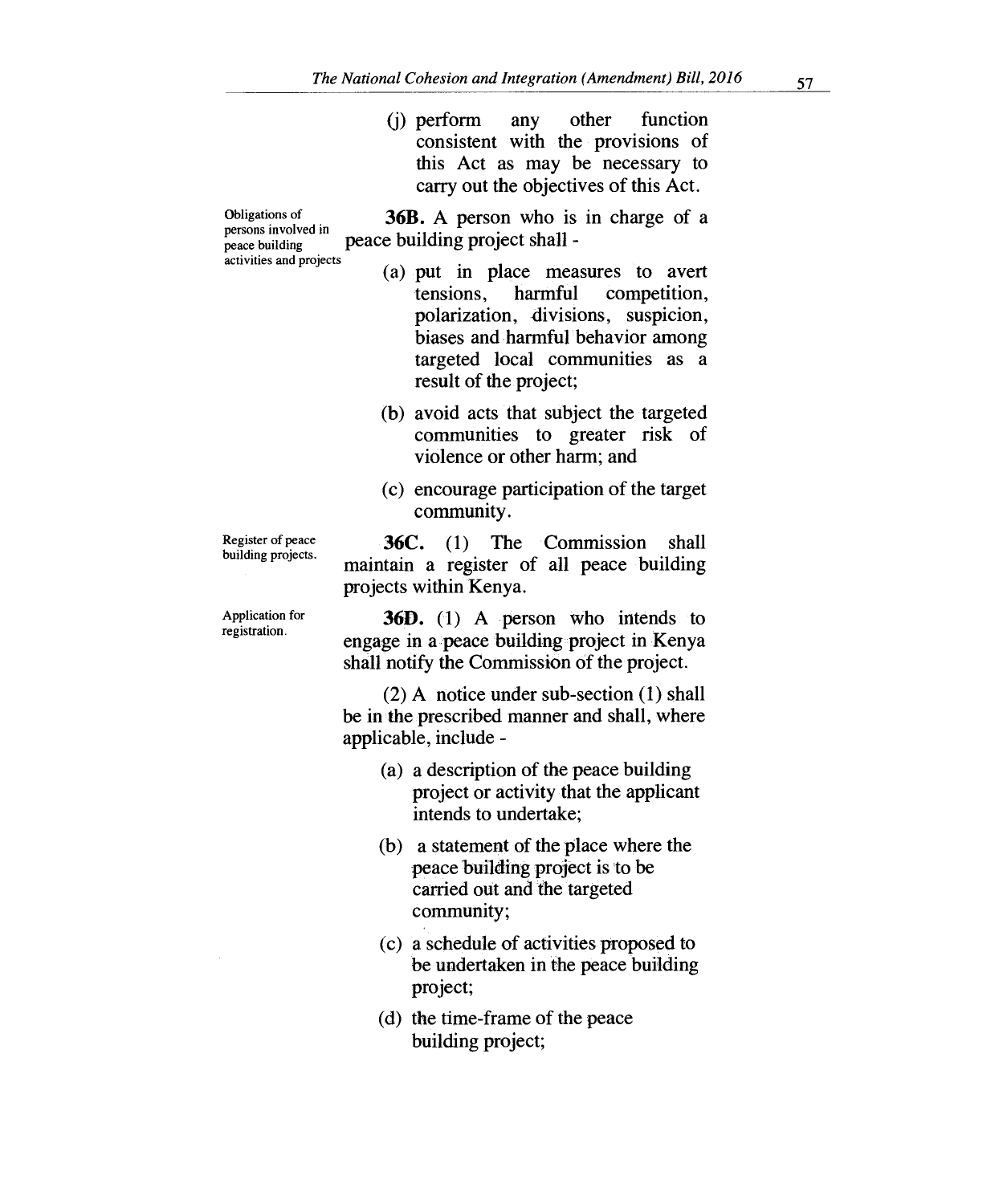(j) perform any other function consistent with the provisions of this Act as may be necessary to carry out the objectives of this Act.

Obligations of persons involved in peace building activities and projects

**36B.** A person who is in charge of a peace building project shall -

(a) put in place measures to avert tensions, harmful competition, polarization, divisions, suspicion, biases and harmful behavior among targeted local communities as a result of the project;

(b) avoid acts that subject the targeted communities to greater risk of violence or other harm; and

(c) encourage participation of the target community.

Register of peace building projects.

**36C.** (1) The Commission shall maintain a register of all peace building projects within Kenya.

Application for registration.

**36D.** (1) A person who intends to engage in a peace building project in Kenya shall notify the Commission of the project.

(2) A notice under sub-section (1) shall be in the prescribed manner and shall, where applicable, include -

(a) a description of the peace building project or activity that the applicant intends to undertake;

(b) a statement of the place where the peace building project is to be carried out and the targeted community;

(c) a schedule of activities proposed to be undertaken in the peace building project;

(d) the time-frame of the peace building project;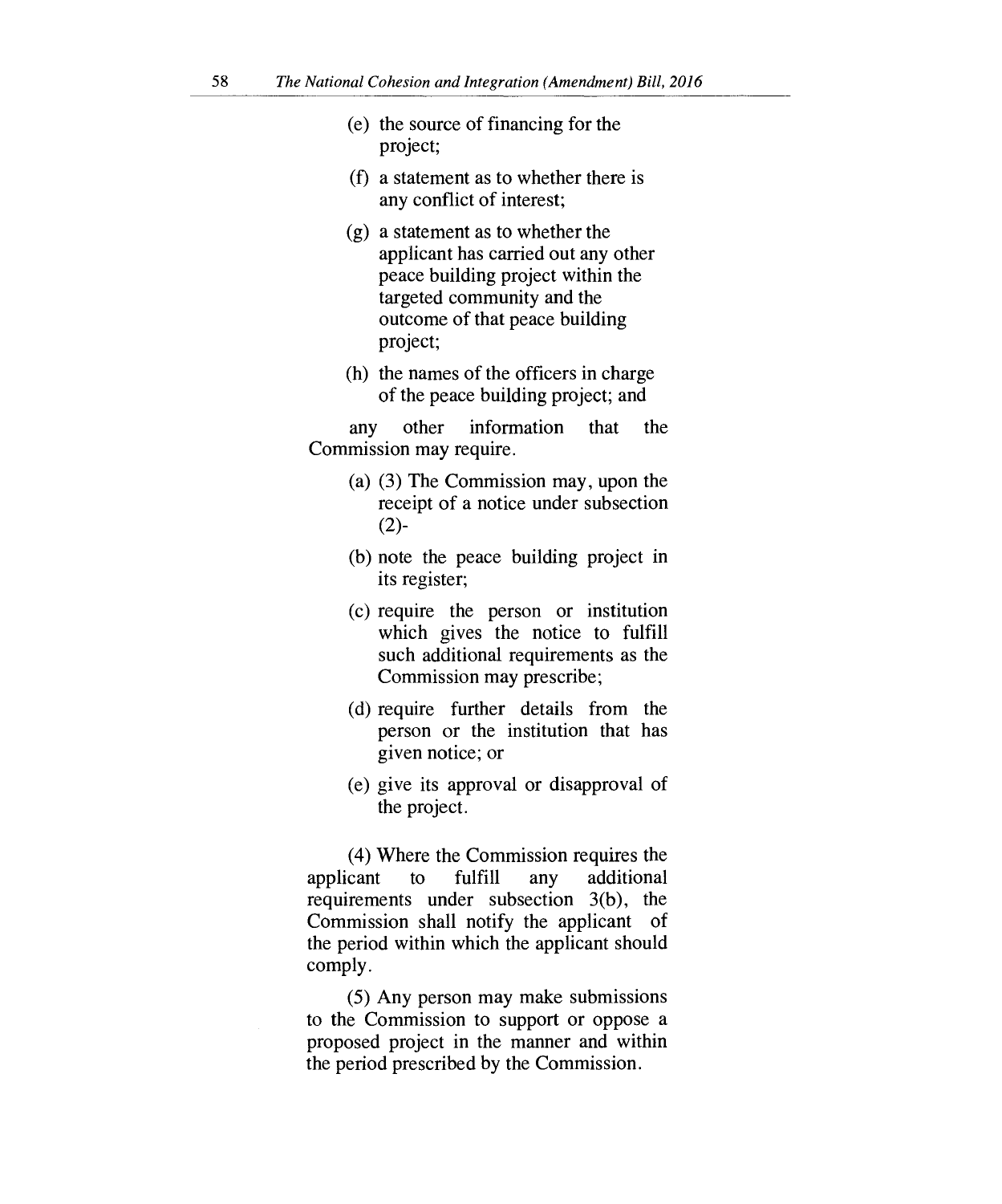(e) the source of financing for the project;

(f) a statement as to whether there is any conflict of interest;

(g) a statement as to whether the applicant has carried out any other peace building project within the targeted community and the outcome of that peace building project;

(h) the names of the officers in charge of the peace building project; and

any other information that the Commission may require.

(a) (3) The Commission may, upon the receipt of a notice under subsection (2)-

(b) note the peace building project in its register;

(c) require the person or institution which gives the notice to fulfill such additional requirements as the Commission may prescribe;

(d) require further details from the person or the institution that has given notice; or

(e) give its approval or disapproval of the project.

(4) Where the Commission requires the applicant to fulfill any additional requirements under subsection 3(b), the Commission shall notify the applicant of the period within which the applicant should comply.

(5) Any person may make submissions to the Commission to support or oppose a proposed project in the manner and within the period prescribed by the Commission.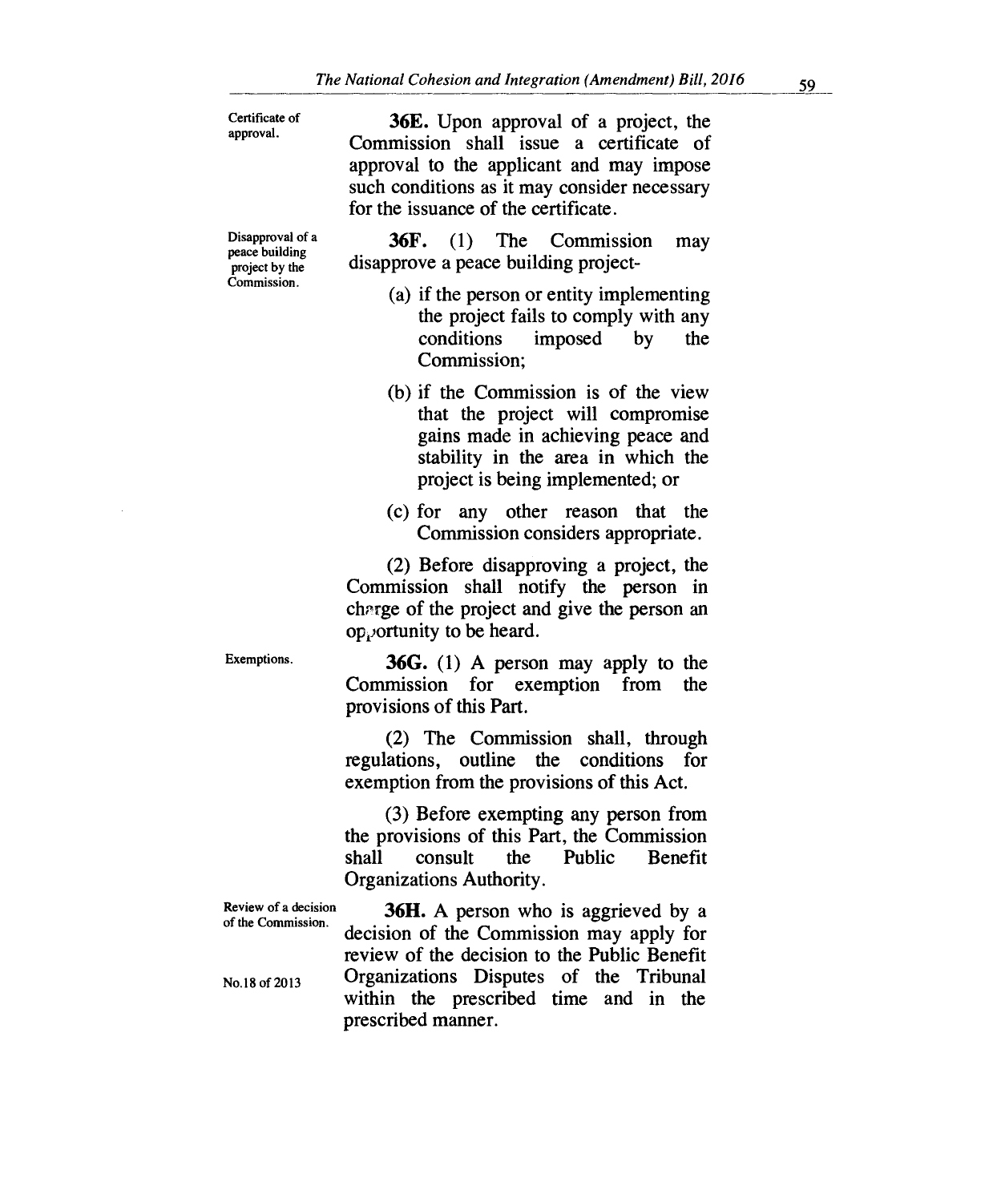Certificate of approval.

**36E.** Upon approval of a project, the Commission shall issue a certificate of approval to the applicant and may impose such conditions as it may consider necessary for the issuance of the certificate.

Disapproval of a peace building project by the Commission.

**36F.** (1) The Commission may disapprove a peace building project-

(a) if the person or entity implementing the project fails to comply with any conditions imposed by the Commission;

(b) if the Commission is of the view that the project will compromise gains made in achieving peace and stability in the area in which the project is being implemented; or

(c) for any other reason that the Commission considers appropriate.

(2) Before disapproving a project, the Commission shall notify the person in charge of the project and give the person an opportunity to be heard.

Exemptions.

**36G.** (1) A person may apply to the Commission for exemption from the provisions of this Part.

(2) The Commission shall, through regulations, outline the conditions for exemption from the provisions of this Act.

(3) Before exempting any person from the provisions of this Part, the Commission shall consult the Public Benefit Organizations Authority.

Review of a decision of the Commission.

No.18 of 2013

**36H.** A person who is aggrieved by a decision of the Commission may apply for review of the decision to the Public Benefit Organizations Disputes of the Tribunal within the prescribed time and in the prescribed manner.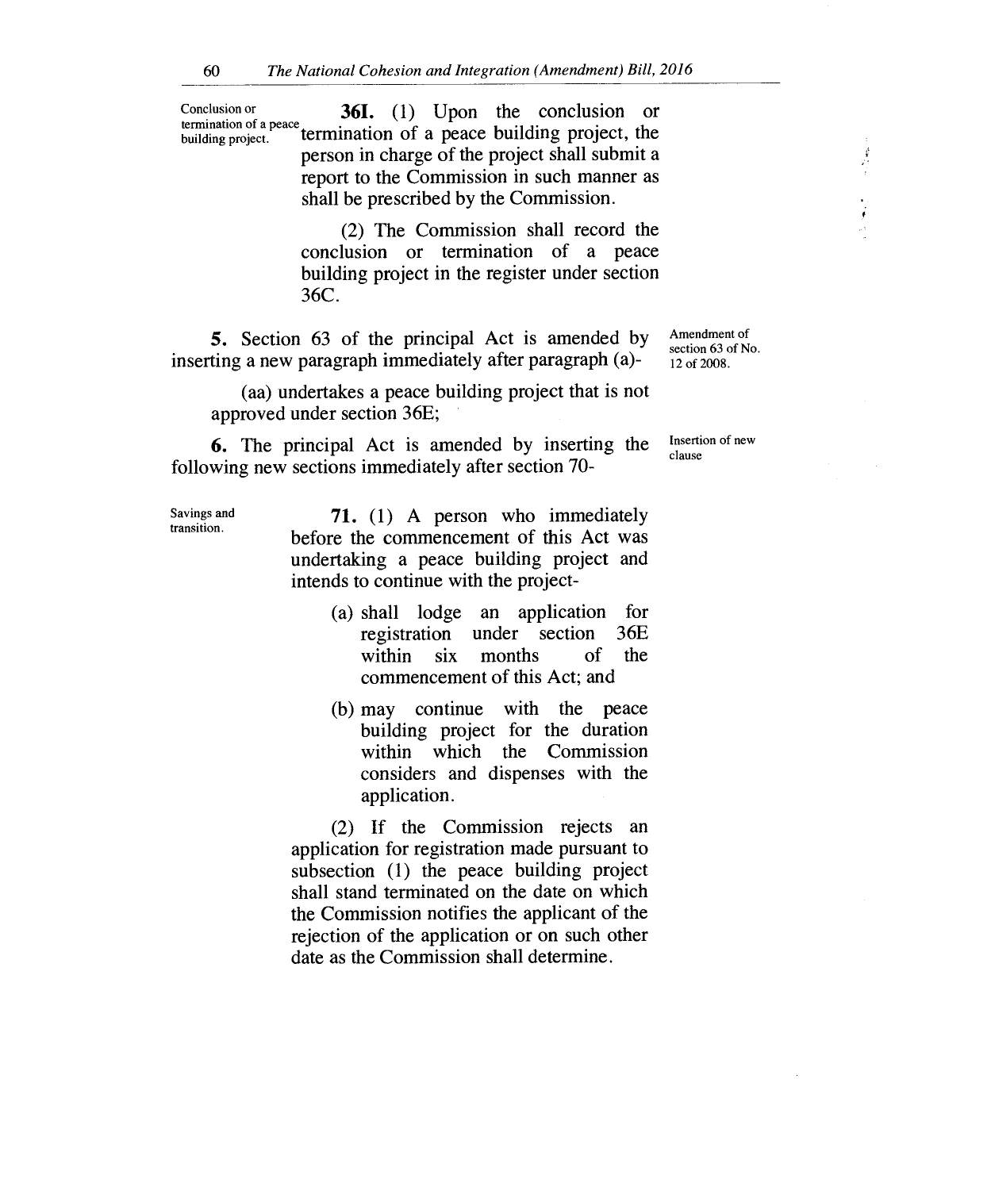Conclusion or termination of a peace building project.

**36I.** (1) Upon the conclusion or termination of a peace building project, the person in charge of the project shall submit a report to the Commission in such manner as shall be prescribed by the Commission.

(2) The Commission shall record the conclusion or termination of a peace building project in the register under section 36C.

Amendment of section 63 of No. 12 of 2008.

**5.** Section 63 of the principal Act is amended by inserting a new paragraph immediately after paragraph (a)-

(aa) undertakes a peace building project that is not approved under section 36E;

Insertion of new clause

**6.** The principal Act is amended by inserting the following new sections immediately after section 70-

Savings and transition.

**71.** (1) A person who immediately before the commencement of this Act was undertaking a peace building project and intends to continue with the project-

(a) shall lodge an application for registration under section 36E within six months of the commencement of this Act; and

(b) may continue with the peace building project for the duration within which the Commission considers and dispenses with the application.

(2) If the Commission rejects an application for registration made pursuant to subsection (1) the peace building project shall stand terminated on the date on which the Commission notifies the applicant of the rejection of the application or on such other date as the Commission shall determine.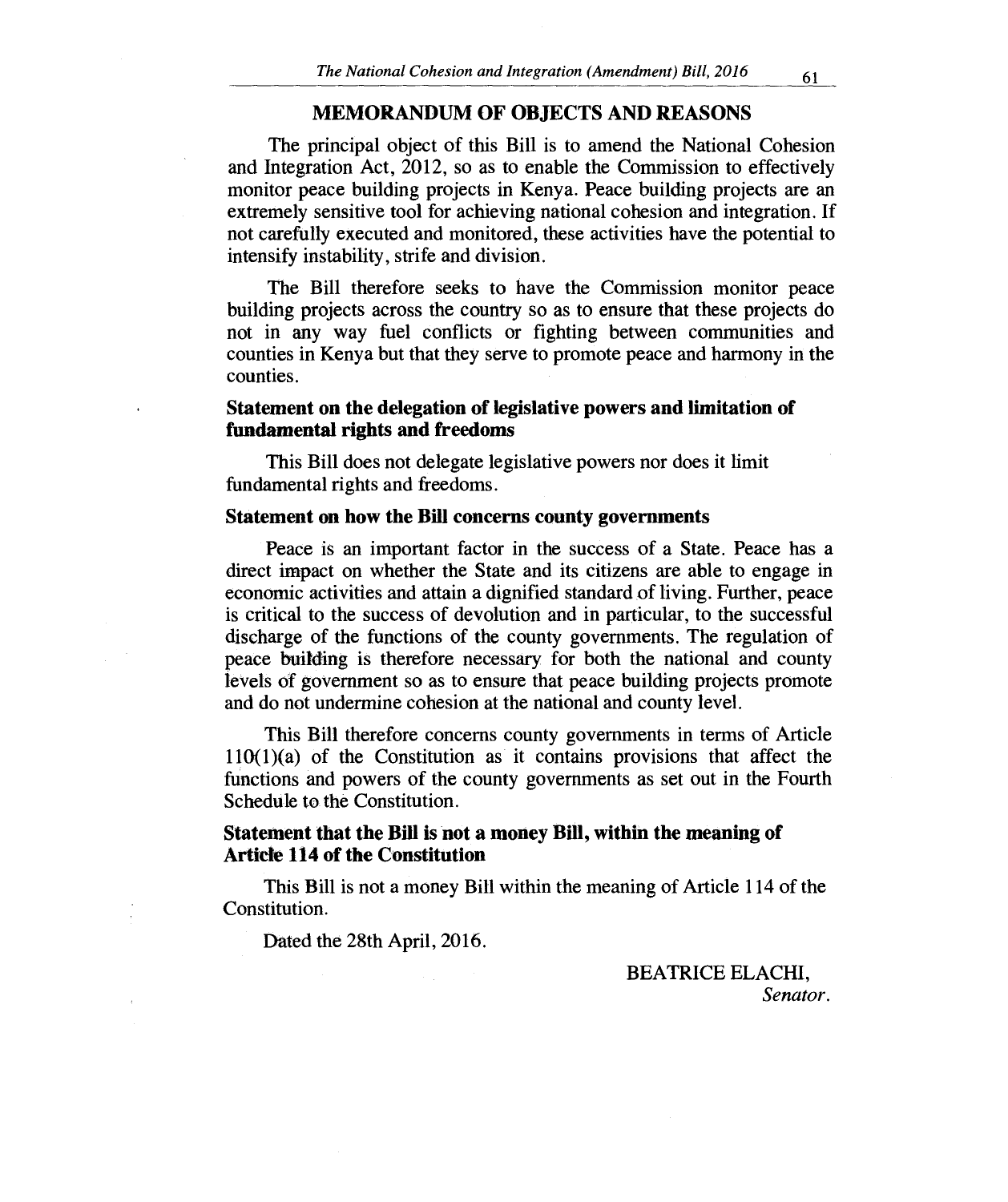## MEMORANDUM OF OBJECTS AND REASONS

The principal object of this Bill is to amend the National Cohesion and Integration Act, 2012, so as to enable the Commission to effectively monitor peace building projects in Kenya. Peace building projects are an extremely sensitive tool for achieving national cohesion and integration. If not carefully executed and monitored, these activities have the potential to intensify instability, strife and division.

The Bill therefore seeks to have the Commission monitor peace building projects across the country so as to ensure that these projects do not in any way fuel conflicts or fighting between communities and counties in Kenya but that they serve to promote peace and harmony in the counties.

**Statement on the delegation of legislative powers and limitation of fundamental rights and freedoms**

This Bill does not delegate legislative powers nor does it limit fundamental rights and freedoms.

**Statement on how the Bill concerns county governments**

Peace is an important factor in the success of a State. Peace has a direct impact on whether the State and its citizens are able to engage in economic activities and attain a dignified standard of living. Further, peace is critical to the success of devolution and in particular, to the successful discharge of the functions of the county governments. The regulation of peace building is therefore necessary for both the national and county levels of government so as to ensure that peace building projects promote and do not undermine cohesion at the national and county level.

This Bill therefore concerns county governments in terms of Article 110(1)(a) of the Constitution as it contains provisions that affect the functions and powers of the county governments as set out in the Fourth Schedule to the Constitution.

**Statement that the Bill is not a money Bill, within the meaning of Article 114 of the Constitution**

This Bill is not a money Bill within the meaning of Article 114 of the Constitution.

Dated the 28th April, 2016.

BEATRICE ELACHI,
*Senator.*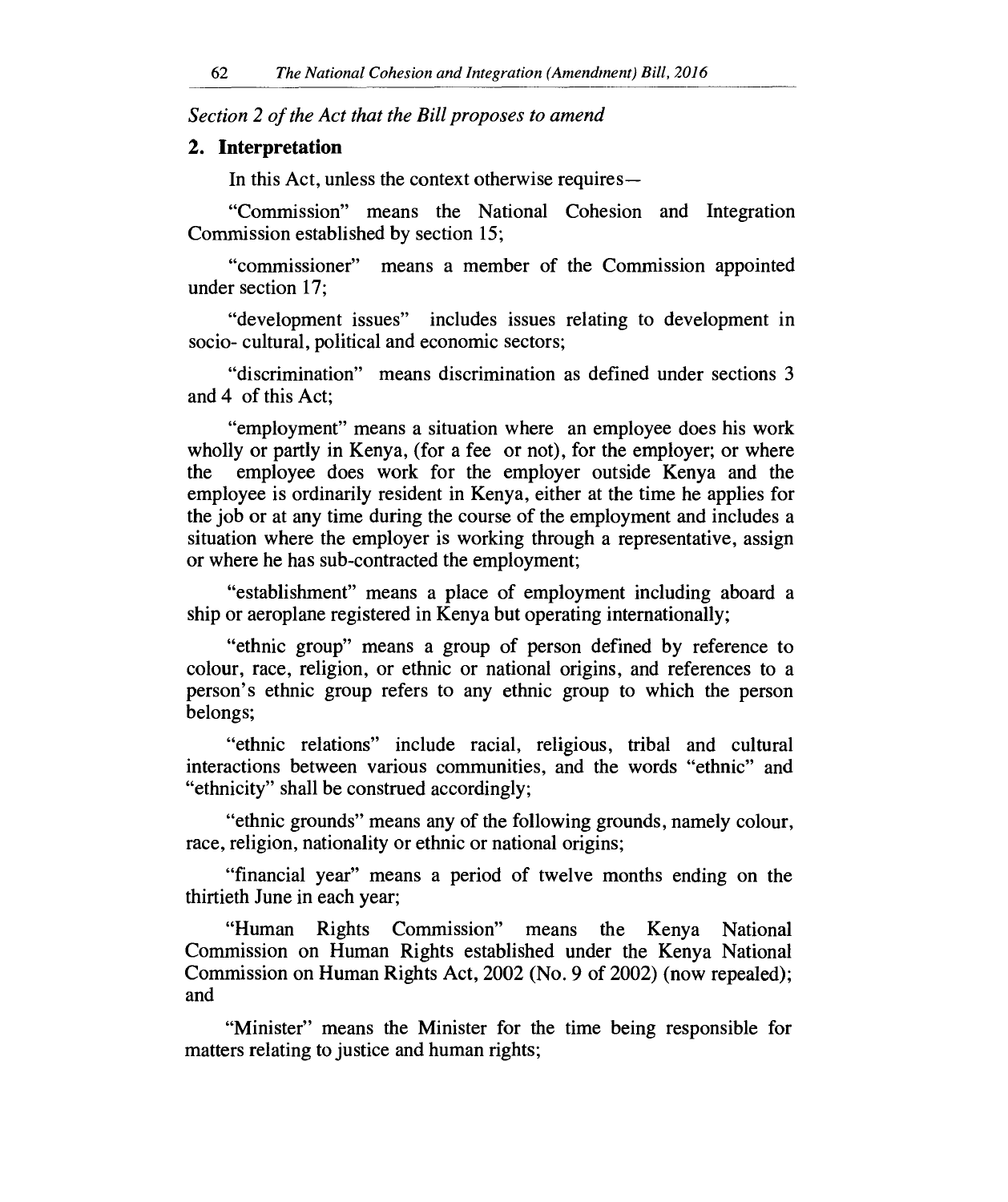*Section 2 of the Act that the Bill proposes to amend*

## 2. Interpretation

In this Act, unless the context otherwise requires—

"Commission" means the National Cohesion and Integration Commission established by section 15;

"commissioner" means a member of the Commission appointed under section 17;

"development issues" includes issues relating to development in socio- cultural, political and economic sectors;

"discrimination" means discrimination as defined under sections 3 and 4 of this Act;

"employment" means a situation where an employee does his work wholly or partly in Kenya, (for a fee or not), for the employer; or where the employee does work for the employer outside Kenya and the employee is ordinarily resident in Kenya, either at the time he applies for the job or at any time during the course of the employment and includes a situation where the employer is working through a representative, assign or where he has sub-contracted the employment;

"establishment" means a place of employment including aboard a ship or aeroplane registered in Kenya but operating internationally;

"ethnic group" means a group of person defined by reference to colour, race, religion, or ethnic or national origins, and references to a person's ethnic group refers to any ethnic group to which the person belongs;

"ethnic relations" include racial, religious, tribal and cultural interactions between various communities, and the words "ethnic" and "ethnicity" shall be construed accordingly;

"ethnic grounds" means any of the following grounds, namely colour, race, religion, nationality or ethnic or national origins;

"financial year" means a period of twelve months ending on the thirtieth June in each year;

"Human Rights Commission" means the Kenya National Commission on Human Rights established under the Kenya National Commission on Human Rights Act, 2002 (No. 9 of 2002) (now repealed); and

"Minister" means the Minister for the time being responsible for matters relating to justice and human rights;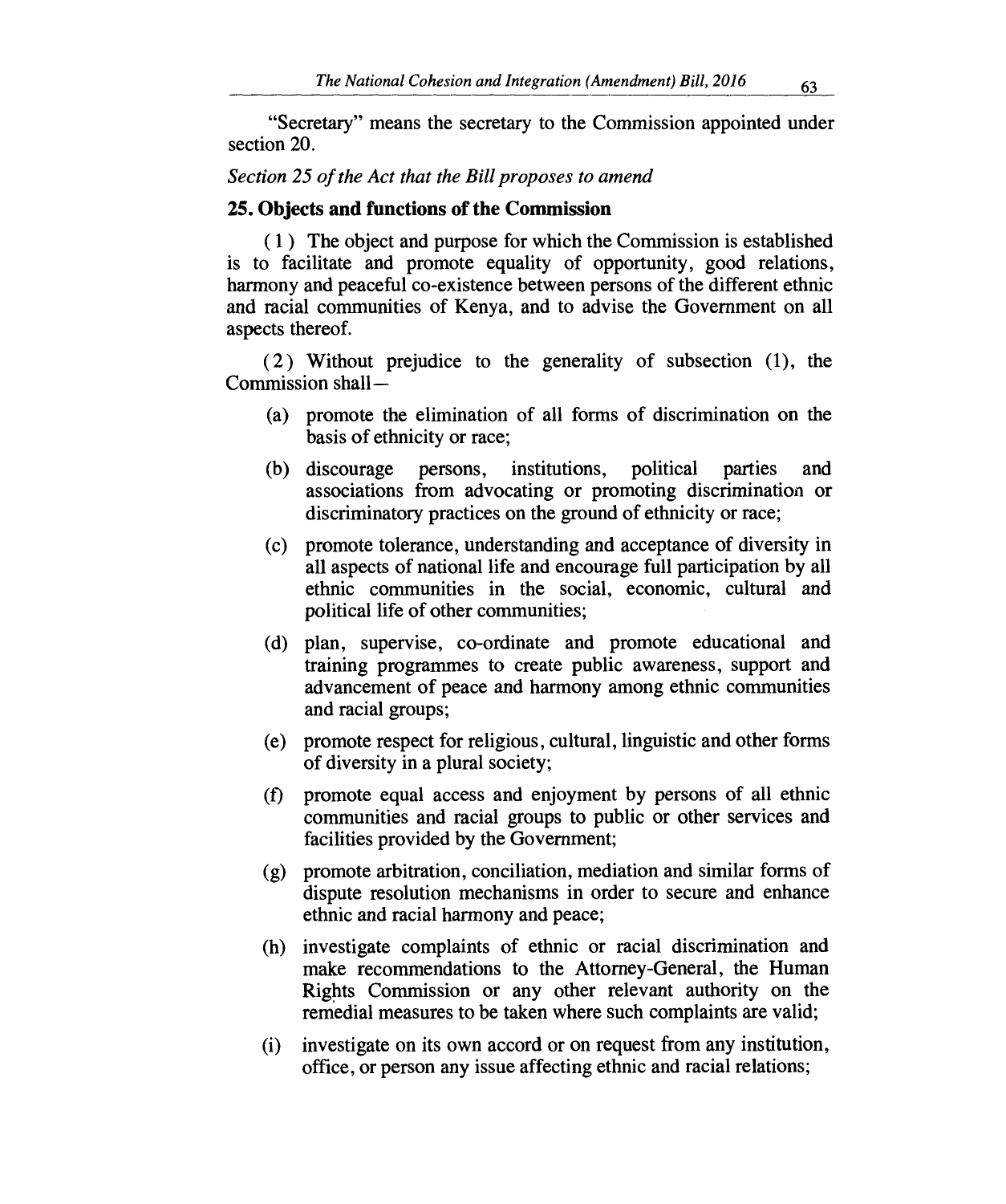"Secretary" means the secretary to the Commission appointed under section 20.

*Section 25 of the Act that the Bill proposes to amend*

**25. Objects and functions of the Commission**

(1) The object and purpose for which the Commission is established is to facilitate and promote equality of opportunity, good relations, harmony and peaceful co-existence between persons of the different ethnic and racial communities of Kenya, and to advise the Government on all aspects thereof.

(2) Without prejudice to the generality of subsection (1), the Commission shall—

(a) promote the elimination of all forms of discrimination on the basis of ethnicity or race;

(b) discourage persons, institutions, political parties and associations from advocating or promoting discrimination or discriminatory practices on the ground of ethnicity or race;

(c) promote tolerance, understanding and acceptance of diversity in all aspects of national life and encourage full participation by all ethnic communities in the social, economic, cultural and political life of other communities;

(d) plan, supervise, co-ordinate and promote educational and training programmes to create public awareness, support and advancement of peace and harmony among ethnic communities and racial groups;

(e) promote respect for religious, cultural, linguistic and other forms of diversity in a plural society;

(f) promote equal access and enjoyment by persons of all ethnic communities and racial groups to public or other services and facilities provided by the Government;

(g) promote arbitration, conciliation, mediation and similar forms of dispute resolution mechanisms in order to secure and enhance ethnic and racial harmony and peace;

(h) investigate complaints of ethnic or racial discrimination and make recommendations to the Attorney-General, the Human Rights Commission or any other relevant authority on the remedial measures to be taken where such complaints are valid;

(i) investigate on its own accord or on request from any institution, office, or person any issue affecting ethnic and racial relations;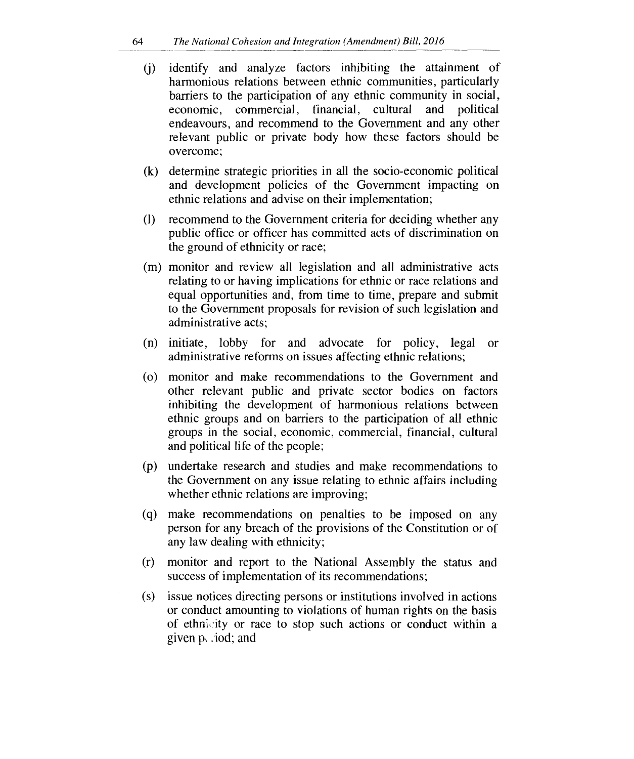(j) identify and analyze factors inhibiting the attainment of harmonious relations between ethnic communities, particularly barriers to the participation of any ethnic community in social, economic, commercial, financial, cultural and political endeavours, and recommend to the Government and any other relevant public or private body how these factors should be overcome;

(k) determine strategic priorities in all the socio-economic political and development policies of the Government impacting on ethnic relations and advise on their implementation;

(l) recommend to the Government criteria for deciding whether any public office or officer has committed acts of discrimination on the ground of ethnicity or race;

(m) monitor and review all legislation and all administrative acts relating to or having implications for ethnic or race relations and equal opportunities and, from time to time, prepare and submit to the Government proposals for revision of such legislation and administrative acts;

(n) initiate, lobby for and advocate for policy, legal or administrative reforms on issues affecting ethnic relations;

(o) monitor and make recommendations to the Government and other relevant public and private sector bodies on factors inhibiting the development of harmonious relations between ethnic groups and on barriers to the participation of all ethnic groups in the social, economic, commercial, financial, cultural and political life of the people;

(p) undertake research and studies and make recommendations to the Government on any issue relating to ethnic affairs including whether ethnic relations are improving;

(q) make recommendations on penalties to be imposed on any person for any breach of the provisions of the Constitution or of any law dealing with ethnicity;

(r) monitor and report to the National Assembly the status and success of implementation of its recommendations;

(s) issue notices directing persons or institutions involved in actions or conduct amounting to violations of human rights on the basis of ethnicity or race to stop such actions or conduct within a given period; and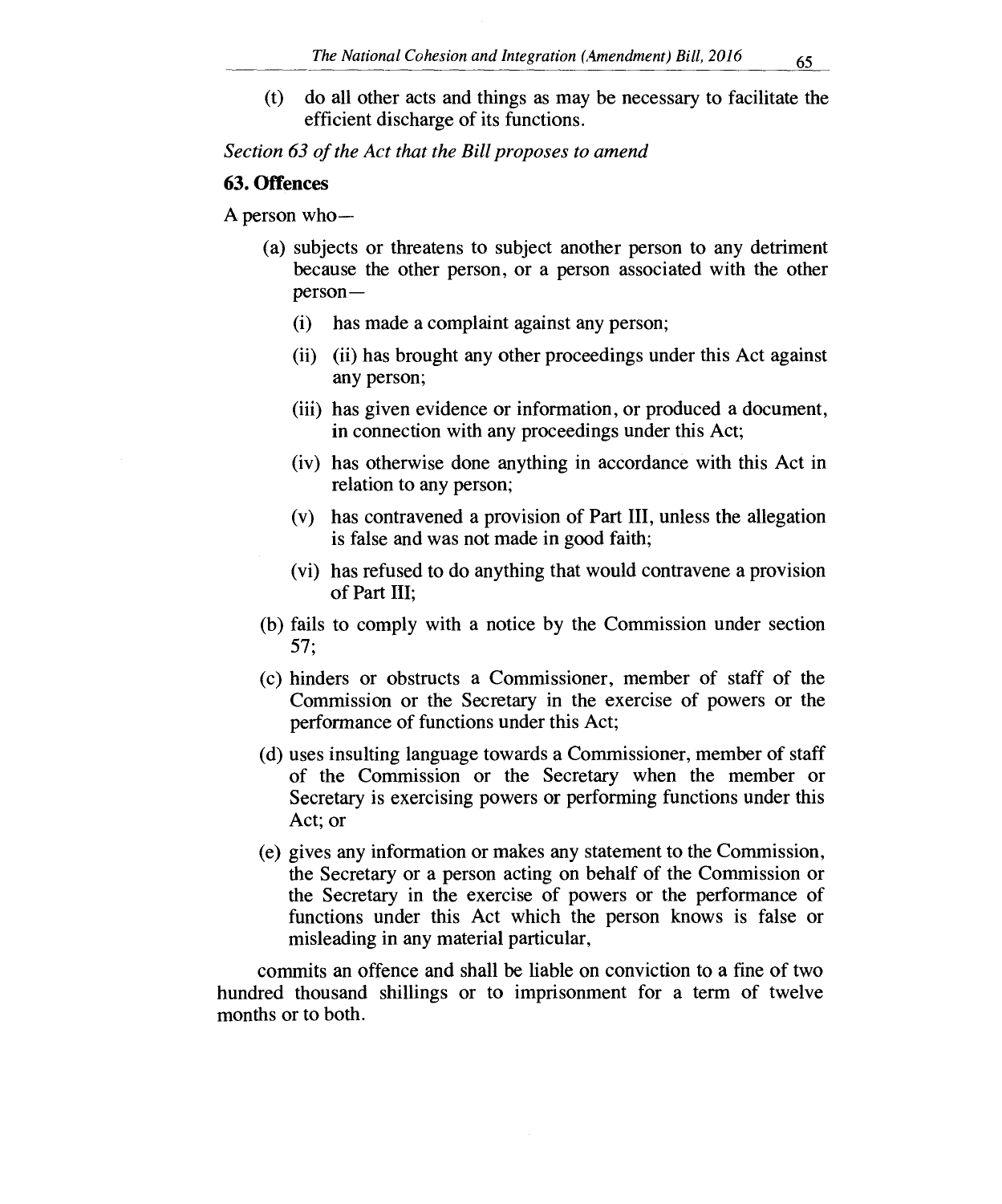(t) do all other acts and things as may be necessary to facilitate the efficient discharge of its functions.

*Section 63 of the Act that the Bill proposes to amend*

### 63. Offences

A person who—

(a) subjects or threatens to subject another person to any detriment because the other person, or a person associated with the other person—

  (i) has made a complaint against any person;

  (ii) (ii) has brought any other proceedings under this Act against any person;

  (iii) has given evidence or information, or produced a document, in connection with any proceedings under this Act;

  (iv) has otherwise done anything in accordance with this Act in relation to any person;

  (v) has contravened a provision of Part III, unless the allegation is false and was not made in good faith;

  (vi) has refused to do anything that would contravene a provision of Part III;

(b) fails to comply with a notice by the Commission under section 57;

(c) hinders or obstructs a Commissioner, member of staff of the Commission or the Secretary in the exercise of powers or the performance of functions under this Act;

(d) uses insulting language towards a Commissioner, member of staff of the Commission or the Secretary when the member or Secretary is exercising powers or performing functions under this Act; or

(e) gives any information or makes any statement to the Commission, the Secretary or a person acting on behalf of the Commission or the Secretary in the exercise of powers or the performance of functions under this Act which the person knows is false or misleading in any material particular,

commits an offence and shall be liable on conviction to a fine of two hundred thousand shillings or to imprisonment for a term of twelve months or to both.